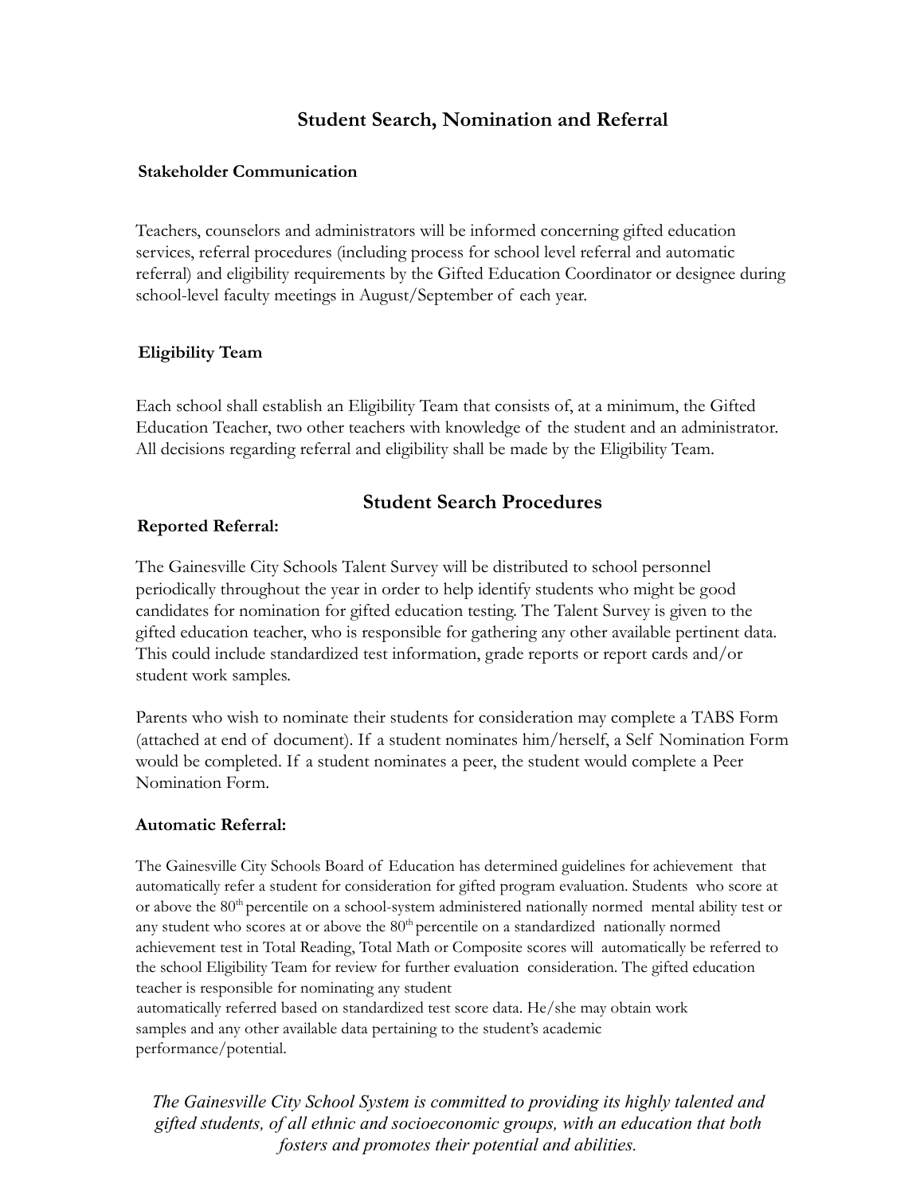## Student Search, Nomination and Referral

### Stakeholder Communication

Teachers, counselors and administrators will be informed concerning gifted education services, referral procedures (including process for school level referral and automatic referral) and eligibility requirements by the Gifted Education Coordinator or designee during school-level faculty meetings in August/September of each year.

### Eligibility Team

Each school shall establish an Eligibility Team that consists of, at a minimum, the Gifted Education Teacher, two other teachers with knowledge of the student and an administrator. All decisions regarding referral and eligibility shall be made by the Eligibility Team.

## Student Search Procedures

### Reported Referral:

The Gainesville City Schools Talent Survey will be distributed to school personnel periodically throughout the year in order to help identify students who might be good candidates for nomination for gifted education testing. The Talent Survey is given to the gifted education teacher, who is responsible for gathering any other available pertinent data. This could include standardized test information, grade reports or report cards and/or student work samples.

Parents who wish to nominate their students for consideration may complete a TABS Form (attached at end of document). If a student nominates him/herself, a Self Nomination Form would be completed. If a student nominates a peer, the student would complete a Peer Nomination Form.

### Automatic Referral:

The Gainesville City Schools Board of Education has determined guidelines for achievement that automatically refer a student for consideration for gifted program evaluation. Students who score at or above the 80th percentile on a school-system administered nationally normed mental ability test or any student who scores at or above the 80th percentile on a standardized nationally normed achievement test in Total Reading, Total Math or Composite scores will automatically be referred to the school Eligibility Team for review for further evaluation consideration. The gifted education teacher is responsible for nominating any student automatically referred based on standardized test score data. He/she may obtain work samples and any other available data pertaining to the student's academic performance/potential.

*The Gainesville City School System is committed to providing its highly talented and gifted students, of all ethnic and socioeconomic groups, with an education that both fosters and promotes their potential and abilities.*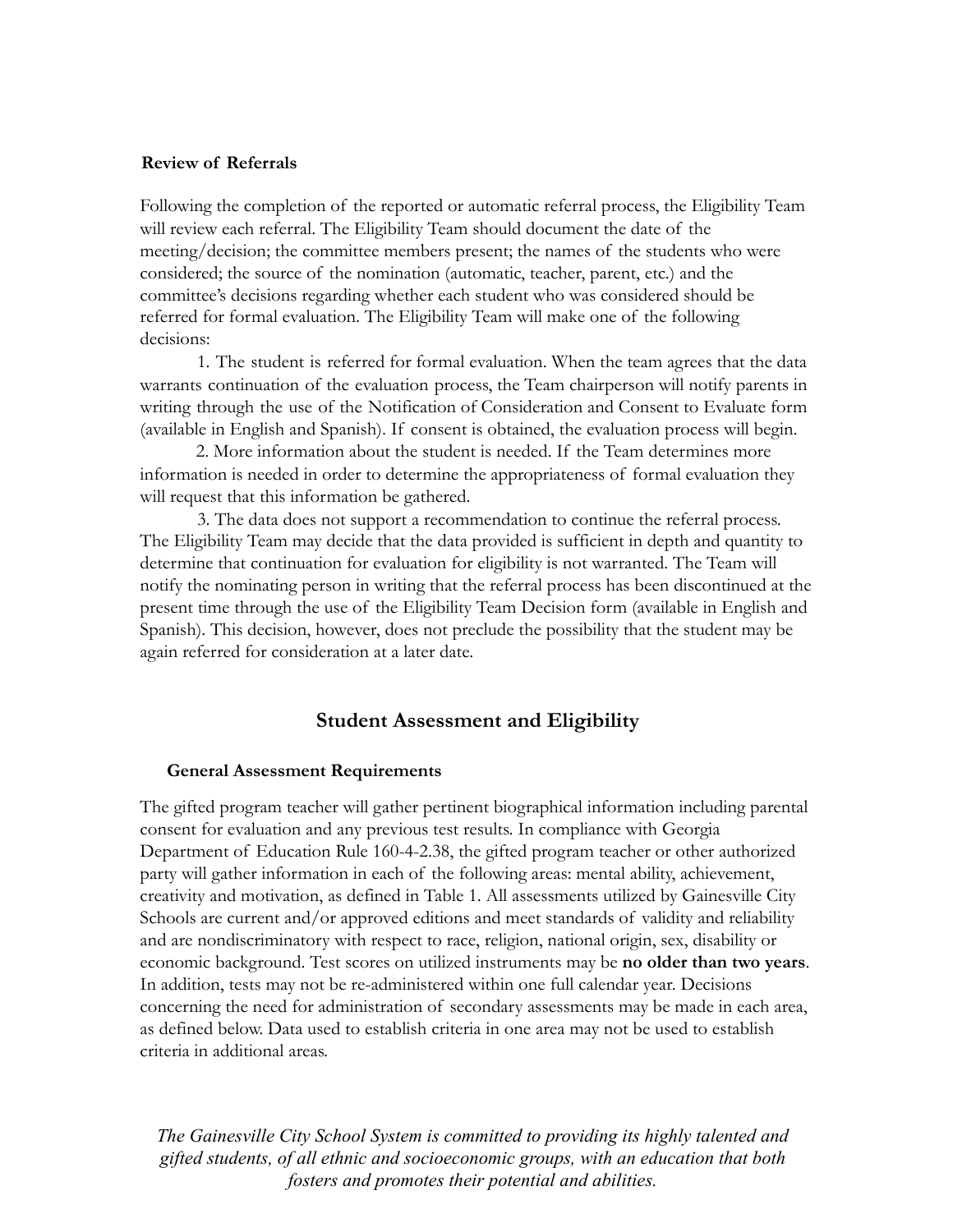### Review of Referrals

Following the completion of the reported or automatic referral process, the Eligibility Team will review each referral. The Eligibility Team should document the date of the meeting/decision; the committee members present; the names of the students who were considered; the source of the nomination (automatic, teacher, parent, etc.) and the committee's decisions regarding whether each student who was considered should be referred for formal evaluation. The Eligibility Team will make one of the following decisions:

1. The student is referred for formal evaluation. When the team agrees that the data warrants continuation of the evaluation process, the Team chairperson will notify parents in writing through the use of the Notification of Consideration and Consent to Evaluate form (available in English and Spanish). If consent is obtained, the evaluation process will begin.

2. More information about the student is needed. If the Team determines more information is needed in order to determine the appropriateness of formal evaluation they will request that this information be gathered.

3. The data does not support a recommendation to continue the referral process. The Eligibility Team may decide that the data provided is sufficient in depth and quantity to determine that continuation for evaluation for eligibility is not warranted. The Team will notify the nominating person in writing that the referral process has been discontinued at the present time through the use of the Eligibility Team Decision form (available in English and Spanish). This decision, however, does not preclude the possibility that the student may be again referred for consideration at a later date.

## Student Assessment and Eligibility

### General Assessment Requirements

The gifted program teacher will gather pertinent biographical information including parental consent for evaluation and any previous test results. In compliance with Georgia Department of Education Rule 160-4-2.38, the gifted program teacher or other authorized party will gather information in each of the following areas: mental ability, achievement, creativity and motivation, as defined in Table 1. All assessments utilized by Gainesville City Schools are current and/or approved editions and meet standards of validity and reliability and are nondiscriminatory with respect to race, religion, national origin, sex, disability or economic background. Test scores on utilized instruments may be **no older than two years**. In addition, tests may not be re-administered within one full calendar year. Decisions concerning the need for administration of secondary assessments may be made in each area, as defined below. Data used to establish criteria in one area may not be used to establish criteria in additional areas.

*The Gainesville City School System is committed to providing its highly talented and gifted students, of all ethnic and socioeconomic groups, with an education that both fosters and promotes their potential and abilities.*